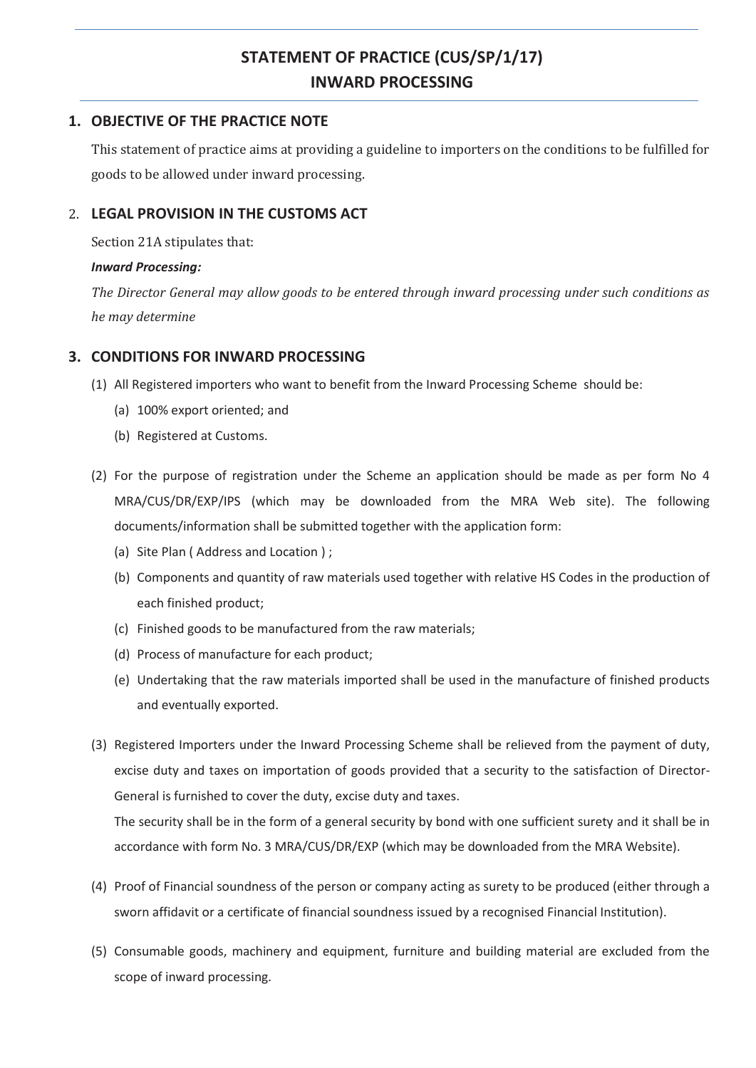# STATEMENT OF PRACTICE (CUS/SP/1/17)
# INWARD PROCESSING

## 1. OBJECTIVE OF THE PRACTICE NOTE

This statement of practice aims at providing a guideline to importers on the conditions to be fulfilled for goods to be allowed under inward processing.

## 2. LEGAL PROVISION IN THE CUSTOMS ACT

Section 21A stipulates that:

***Inward Processing:***

*The Director General may allow goods to be entered through inward processing under such conditions as he may determine*

## 3. CONDITIONS FOR INWARD PROCESSING

(1) All Registered importers who want to benefit from the Inward Processing Scheme should be:

   (a) 100% export oriented; and

   (b) Registered at Customs.

(2) For the purpose of registration under the Scheme an application should be made as per form No 4 MRA/CUS/DR/EXP/IPS (which may be downloaded from the MRA Web site). The following documents/information shall be submitted together with the application form:

   (a) Site Plan ( Address and Location ) ;

   (b) Components and quantity of raw materials used together with relative HS Codes in the production of each finished product;

   (c) Finished goods to be manufactured from the raw materials;

   (d) Process of manufacture for each product;

   (e) Undertaking that the raw materials imported shall be used in the manufacture of finished products and eventually exported.

(3) Registered Importers under the Inward Processing Scheme shall be relieved from the payment of duty, excise duty and taxes on importation of goods provided that a security to the satisfaction of Director-General is furnished to cover the duty, excise duty and taxes.

The security shall be in the form of a general security by bond with one sufficient surety and it shall be in accordance with form No. 3 MRA/CUS/DR/EXP (which may be downloaded from the MRA Website).

(4) Proof of Financial soundness of the person or company acting as surety to be produced (either through a sworn affidavit or a certificate of financial soundness issued by a recognised Financial Institution).

(5) Consumable goods, machinery and equipment, furniture and building material are excluded from the scope of inward processing.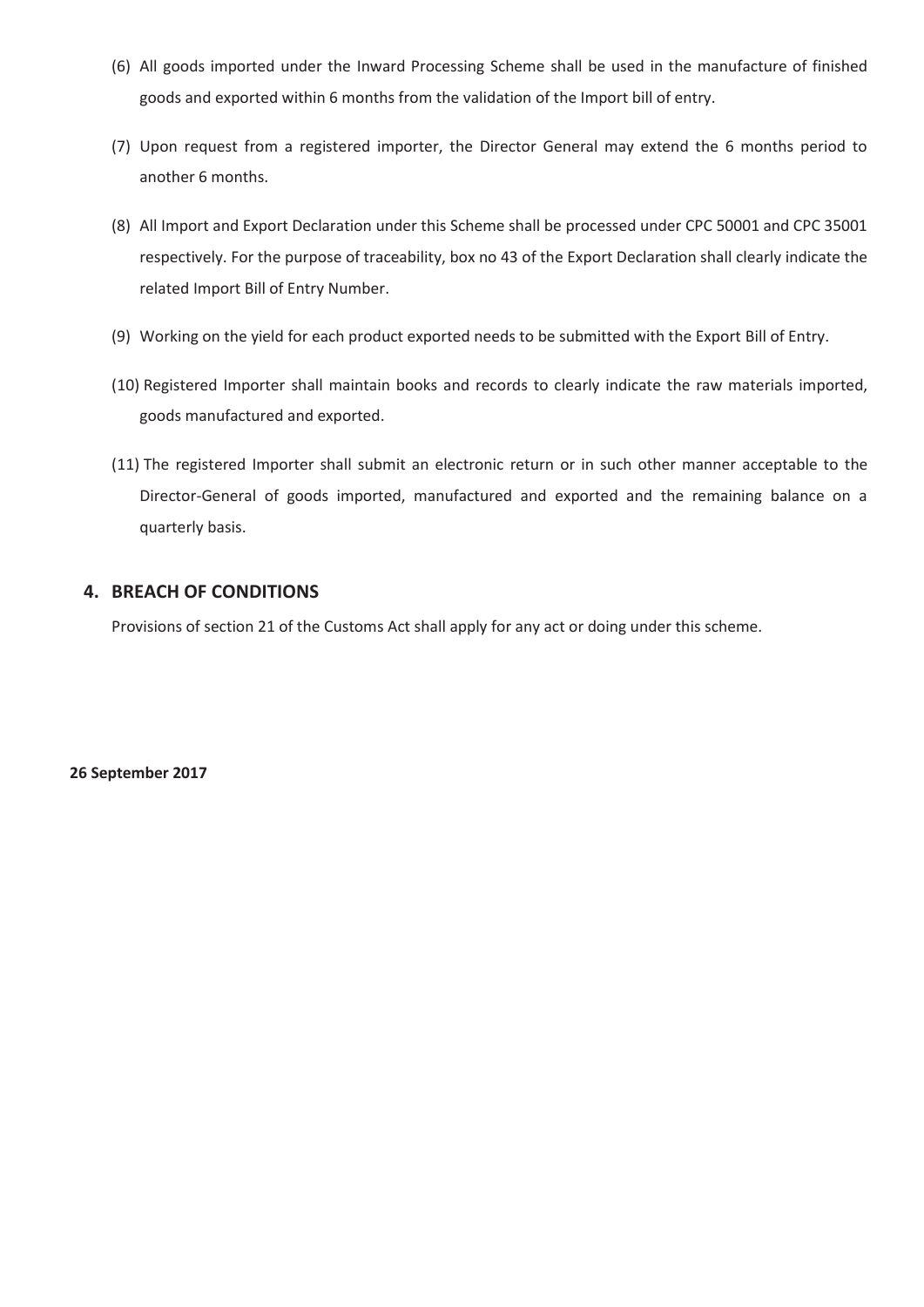(6) All goods imported under the Inward Processing Scheme shall be used in the manufacture of finished goods and exported within 6 months from the validation of the Import bill of entry.

(7) Upon request from a registered importer, the Director General may extend the 6 months period to another 6 months.

(8) All Import and Export Declaration under this Scheme shall be processed under CPC 50001 and CPC 35001 respectively. For the purpose of traceability, box no 43 of the Export Declaration shall clearly indicate the related Import Bill of Entry Number.

(9) Working on the yield for each product exported needs to be submitted with the Export Bill of Entry.

(10) Registered Importer shall maintain books and records to clearly indicate the raw materials imported, goods manufactured and exported.

(11) The registered Importer shall submit an electronic return or in such other manner acceptable to the Director-General of goods imported, manufactured and exported and the remaining balance on a quarterly basis.

## 4. BREACH OF CONDITIONS

Provisions of section 21 of the Customs Act shall apply for any act or doing under this scheme.

**26 September 2017**